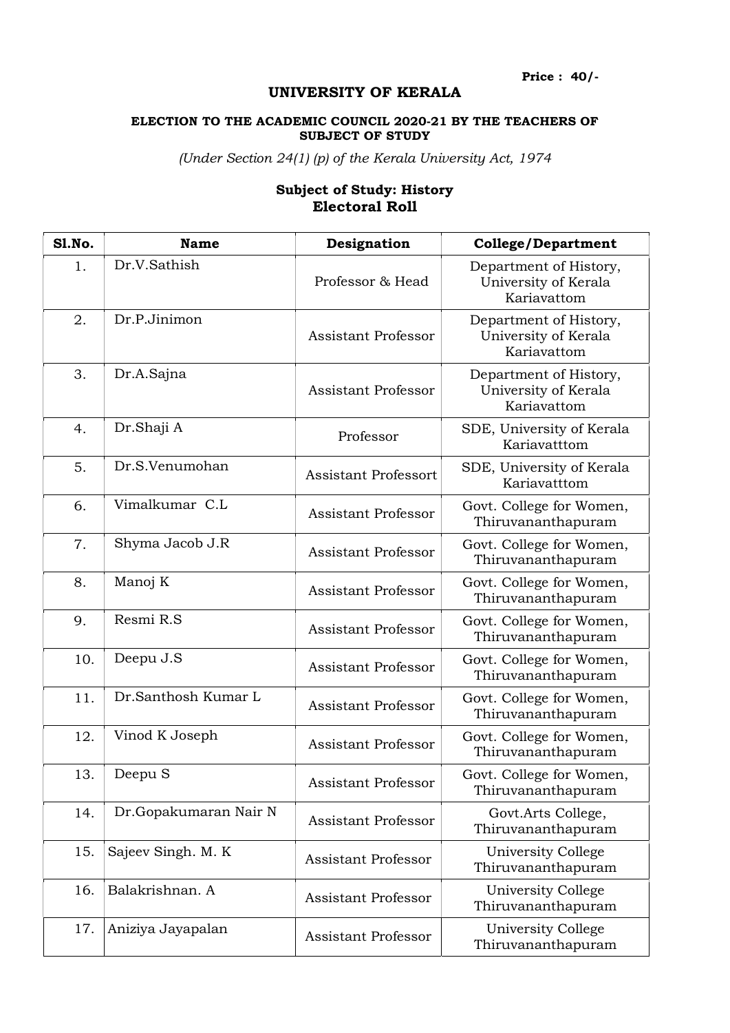**Price : 40/-**

# UNIVERSITY OF KERALA

### ELECTION TO THE ACADEMIC COUNCIL 2020-21 BY THE TEACHERS OF SUBJECT OF STUDY

*(Under Section 24(1) (p) of the Kerala University Act, 1974*

## Subject of Study: History
## Electoral Roll

| Sl.No. | Name | Designation | College/Department |
|---|---|---|---|
| 1. | Dr.V.Sathish | Professor & Head | Department of History, University of Kerala Kariavattom |
| 2. | Dr.P.Jinimon | Assistant Professor | Department of History, University of Kerala Kariavattom |
| 3. | Dr.A.Sajna | Assistant Professor | Department of History, University of Kerala Kariavattom |
| 4. | Dr.Shaji A | Professor | SDE, University of Kerala Kariavatttom |
| 5. | Dr.S.Venumohan | Assistant Professort | SDE, University of Kerala Kariavatttom |
| 6. | Vimalkumar C.L | Assistant Professor | Govt. College for Women, Thiruvananthapuram |
| 7. | Shyma Jacob J.R | Assistant Professor | Govt. College for Women, Thiruvananthapuram |
| 8. | Manoj K | Assistant Professor | Govt. College for Women, Thiruvananthapuram |
| 9. | Resmi R.S | Assistant Professor | Govt. College for Women, Thiruvananthapuram |
| 10. | Deepu J.S | Assistant Professor | Govt. College for Women, Thiruvananthapuram |
| 11. | Dr.Santhosh Kumar L | Assistant Professor | Govt. College for Women, Thiruvananthapuram |
| 12. | Vinod K Joseph | Assistant Professor | Govt. College for Women, Thiruvananthapuram |
| 13. | Deepu S | Assistant Professor | Govt. College for Women, Thiruvananthapuram |
| 14. | Dr.Gopakumaran Nair N | Assistant Professor | Govt.Arts College, Thiruvananthapuram |
| 15. | Sajeev Singh. M. K | Assistant Professor | University College Thiruvananthapuram |
| 16. | Balakrishnan. A | Assistant Professor | University College Thiruvananthapuram |
| 17. | Aniziya Jayapalan | Assistant Professor | University College Thiruvananthapuram |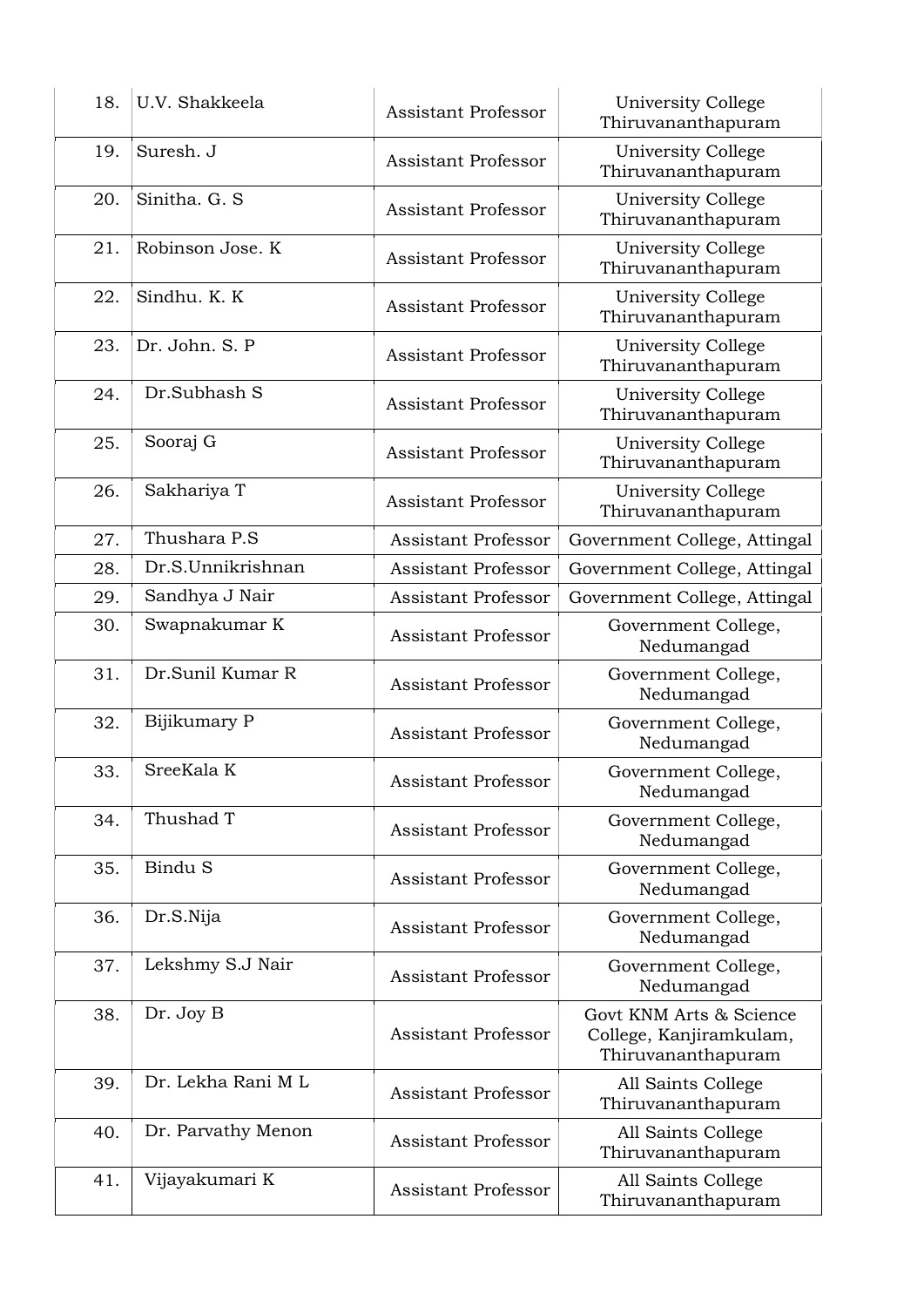| | | | |
|---|---|---|---|
| 18. | U.V. Shakkeela | Assistant Professor | University College Thiruvananthapuram |
| 19. | Suresh. J | Assistant Professor | University College Thiruvananthapuram |
| 20. | Sinitha. G. S | Assistant Professor | University College Thiruvananthapuram |
| 21. | Robinson Jose. K | Assistant Professor | University College Thiruvananthapuram |
| 22. | Sindhu. K. K | Assistant Professor | University College Thiruvananthapuram |
| 23. | Dr. John. S. P | Assistant Professor | University College Thiruvananthapuram |
| 24. | Dr.Subhash S | Assistant Professor | University College Thiruvananthapuram |
| 25. | Sooraj G | Assistant Professor | University College Thiruvananthapuram |
| 26. | Sakhariya T | Assistant Professor | University College Thiruvananthapuram |
| 27. | Thushara P.S | Assistant Professor | Government College, Attingal |
| 28. | Dr.S.Unnikrishnan | Assistant Professor | Government College, Attingal |
| 29. | Sandhya J Nair | Assistant Professor | Government College, Attingal |
| 30. | Swapnakumar K | Assistant Professor | Government College, Nedumangad |
| 31. | Dr.Sunil Kumar R | Assistant Professor | Government College, Nedumangad |
| 32. | Bijikumary P | Assistant Professor | Government College, Nedumangad |
| 33. | SreeKala K | Assistant Professor | Government College, Nedumangad |
| 34. | Thushad T | Assistant Professor | Government College, Nedumangad |
| 35. | Bindu S | Assistant Professor | Government College, Nedumangad |
| 36. | Dr.S.Nija | Assistant Professor | Government College, Nedumangad |
| 37. | Lekshmy S.J Nair | Assistant Professor | Government College, Nedumangad |
| 38. | Dr. Joy B | Assistant Professor | Govt KNM Arts & Science College, Kanjiramkulam, Thiruvananthapuram |
| 39. | Dr. Lekha Rani M L | Assistant Professor | All Saints College Thiruvananthapuram |
| 40. | Dr. Parvathy Menon | Assistant Professor | All Saints College Thiruvananthapuram |
| 41. | Vijayakumari K | Assistant Professor | All Saints College Thiruvananthapuram |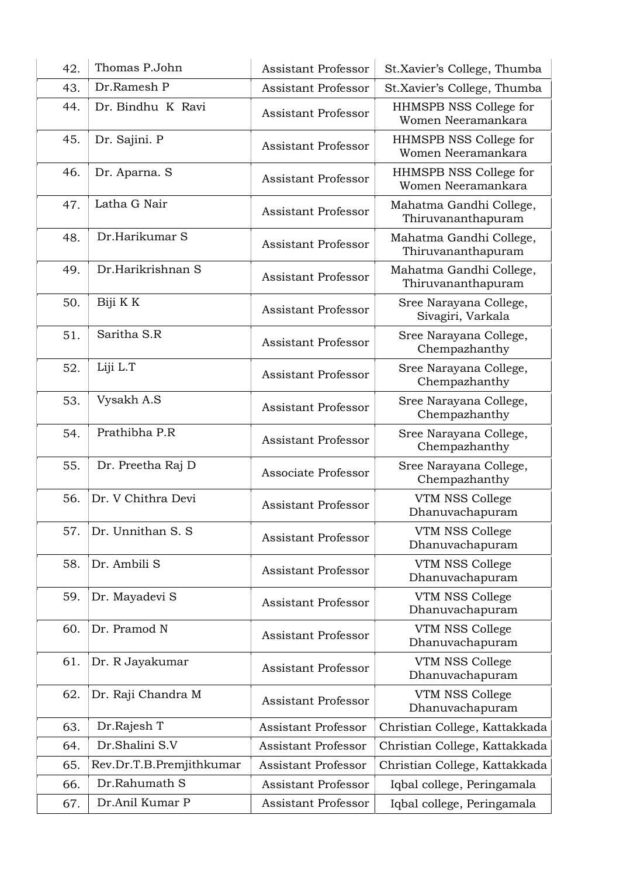| 42. | Thomas P.John | Assistant Professor | St.Xavier's College, Thumba |
|---|---|---|---|
| 43. | Dr.Ramesh P | Assistant Professor | St.Xavier's College, Thumba |
| 44. | Dr. Bindhu K Ravi | Assistant Professor | HHMSPB NSS College for Women Neeramankara |
| 45. | Dr. Sajini. P | Assistant Professor | HHMSPB NSS College for Women Neeramankara |
| 46. | Dr. Aparna. S | Assistant Professor | HHMSPB NSS College for Women Neeramankara |
| 47. | Latha G Nair | Assistant Professor | Mahatma Gandhi College, Thiruvananthapuram |
| 48. | Dr.Harikumar S | Assistant Professor | Mahatma Gandhi College, Thiruvananthapuram |
| 49. | Dr.Harikrishnan S | Assistant Professor | Mahatma Gandhi College, Thiruvananthapuram |
| 50. | Biji K K | Assistant Professor | Sree Narayana College, Sivagiri, Varkala |
| 51. | Saritha S.R | Assistant Professor | Sree Narayana College, Chempazhanthy |
| 52. | Liji L.T | Assistant Professor | Sree Narayana College, Chempazhanthy |
| 53. | Vysakh A.S | Assistant Professor | Sree Narayana College, Chempazhanthy |
| 54. | Prathibha P.R | Assistant Professor | Sree Narayana College, Chempazhanthy |
| 55. | Dr. Preetha Raj D | Associate Professor | Sree Narayana College, Chempazhanthy |
| 56. | Dr. V Chithra Devi | Assistant Professor | VTM NSS College Dhanuvachapuram |
| 57. | Dr. Unnithan S. S | Assistant Professor | VTM NSS College Dhanuvachapuram |
| 58. | Dr. Ambili S | Assistant Professor | VTM NSS College Dhanuvachapuram |
| 59. | Dr. Mayadevi S | Assistant Professor | VTM NSS College Dhanuvachapuram |
| 60. | Dr. Pramod N | Assistant Professor | VTM NSS College Dhanuvachapuram |
| 61. | Dr. R Jayakumar | Assistant Professor | VTM NSS College Dhanuvachapuram |
| 62. | Dr. Raji Chandra M | Assistant Professor | VTM NSS College Dhanuvachapuram |
| 63. | Dr.Rajesh T | Assistant Professor | Christian College, Kattakkada |
| 64. | Dr.Shalini S.V | Assistant Professor | Christian College, Kattakkada |
| 65. | Rev.Dr.T.B.Premjithkumar | Assistant Professor | Christian College, Kattakkada |
| 66. | Dr.Rahumath S | Assistant Professor | Iqbal college, Peringamala |
| 67. | Dr.Anil Kumar P | Assistant Professor | Iqbal college, Peringamala |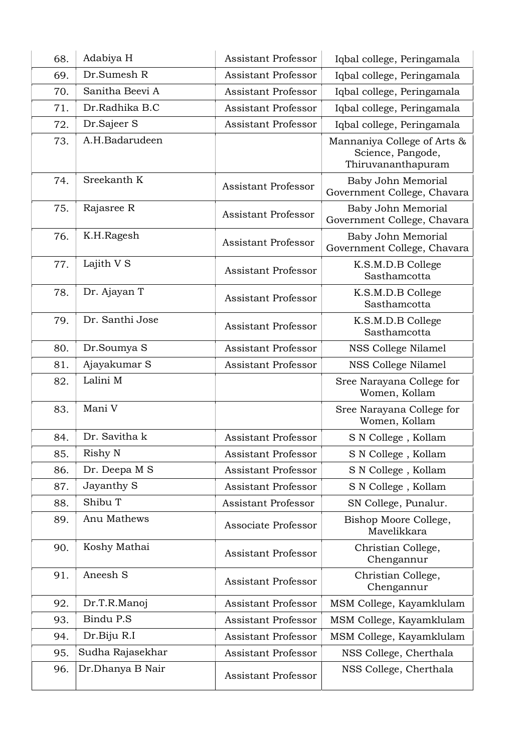| 68. | Adabiya H | Assistant Professor | Iqbal college, Peringamala |
|---|---|---|---|
| 69. | Dr.Sumesh R | Assistant Professor | Iqbal college, Peringamala |
| 70. | Sanitha Beevi A | Assistant Professor | Iqbal college, Peringamala |
| 71. | Dr.Radhika B.C | Assistant Professor | Iqbal college, Peringamala |
| 72. | Dr.Sajeer S | Assistant Professor | Iqbal college, Peringamala |
| 73. | A.H.Badarudeen | | Mannaniya College of Arts & Science, Pangode, Thiruvananthapuram |
| 74. | Sreekanth K | Assistant Professor | Baby John Memorial Government College, Chavara |
| 75. | Rajasree R | Assistant Professor | Baby John Memorial Government College, Chavara |
| 76. | K.H.Ragesh | Assistant Professor | Baby John Memorial Government College, Chavara |
| 77. | Lajith V S | Assistant Professor | K.S.M.D.B College Sasthamcotta |
| 78. | Dr. Ajayan T | Assistant Professor | K.S.M.D.B College Sasthamcotta |
| 79. | Dr. Santhi Jose | Assistant Professor | K.S.M.D.B College Sasthamcotta |
| 80. | Dr.Soumya S | Assistant Professor | NSS College Nilamel |
| 81. | Ajayakumar S | Assistant Professor | NSS College Nilamel |
| 82. | Lalini M | | Sree Narayana College for Women, Kollam |
| 83. | Mani V | | Sree Narayana College for Women, Kollam |
| 84. | Dr. Savitha k | Assistant Professor | S N College , Kollam |
| 85. | Rishy N | Assistant Professor | S N College , Kollam |
| 86. | Dr. Deepa M S | Assistant Professor | S N College , Kollam |
| 87. | Jayanthy S | Assistant Professor | S N College , Kollam |
| 88. | Shibu T | Assistant Professor | SN College, Punalur. |
| 89. | Anu Mathews | Associate Professor | Bishop Moore College, Mavelikkara |
| 90. | Koshy Mathai | Assistant Professor | Christian College, Chengannur |
| 91. | Aneesh S | Assistant Professor | Christian College, Chengannur |
| 92. | Dr.T.R.Manoj | Assistant Professor | MSM College, Kayamklulam |
| 93. | Bindu P.S | Assistant Professor | MSM College, Kayamklulam |
| 94. | Dr.Biju R.I | Assistant Professor | MSM College, Kayamklulam |
| 95. | Sudha Rajasekhar | Assistant Professor | NSS College, Cherthala |
| 96. | Dr.Dhanya B Nair | Assistant Professor | NSS College, Cherthala |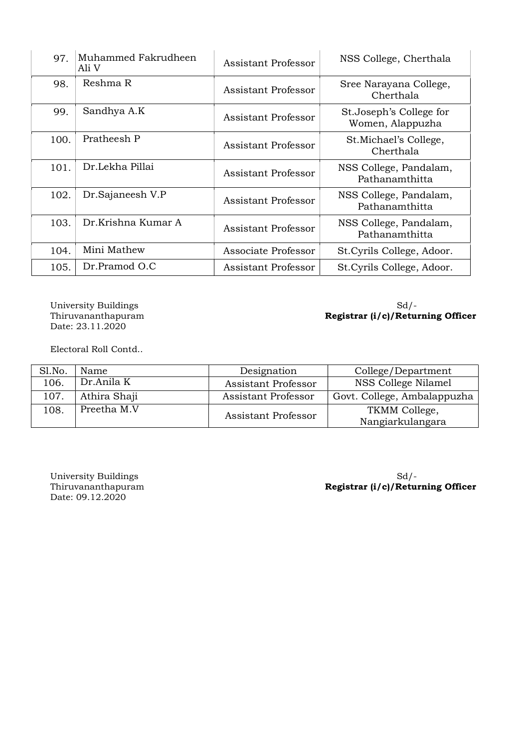| | | | |
|---|---|---|---|
| 97. | Muhammed Fakrudheen Ali V | Assistant Professor | NSS College, Cherthala |
| 98. | Reshma R | Assistant Professor | Sree Narayana College, Cherthala |
| 99. | Sandhya A.K | Assistant Professor | St.Joseph's College for Women, Alappuzha |
| 100. | Pratheesh P | Assistant Professor | St.Michael's College, Cherthala |
| 101. | Dr.Lekha Pillai | Assistant Professor | NSS College, Pandalam, Pathanamthitta |
| 102. | Dr.Sajaneesh V.P | Assistant Professor | NSS College, Pandalam, Pathanamthitta |
| 103. | Dr.Krishna Kumar A | Assistant Professor | NSS College, Pandalam, Pathanamthitta |
| 104. | Mini Mathew | Associate Professor | St.Cyrils College, Adoor. |
| 105. | Dr.Pramod O.C | Assistant Professor | St.Cyrils College, Adoor. |

University Buildings
Thiruvananthapuram
Date: 23.11.2020

Sd/-
**Registrar (i/c)/Returning Officer**

Electoral Roll Contd..

| Sl.No. | Name | Designation | College/Department |
|---|---|---|---|
| 106. | Dr.Anila K | Assistant Professor | NSS College Nilamel |
| 107. | Athira Shaji | Assistant Professor | Govt. College, Ambalappuzha |
| 108. | Preetha M.V | Assistant Professor | TKMM College, Nangiarkulangara |

University Buildings
Thiruvananthapuram
Date: 09.12.2020

Sd/-
**Registrar (i/c)/Returning Officer**